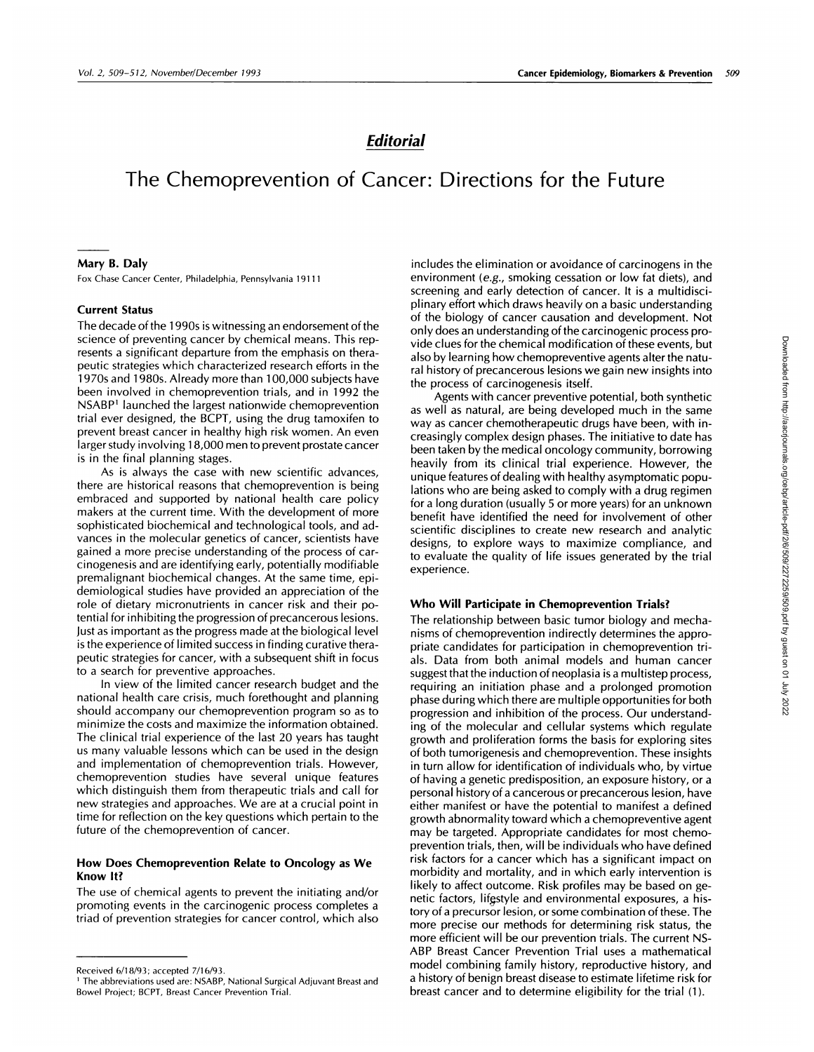*Editorial*

# The Chemoprevention of Cancer: Directions for the Future

**Mary B. Daly**

Fox Chase Cancer Center, Philadelphia, Pennsylvania 19111

### Current Status

The decade of the 1990s is witnessing an endorsement of the science of preventing cancer by chemical means. This represents a significant departure from the emphasis on therapeutic strategies which characterized research efforts in the 1970s and 1980s. Already more than 100,000 subjects have been involved in chemoprevention trials, and in 1992 the NSABP[1] launched the largest nationwide chemoprevention trial ever designed, the BCPT, using the drug tamoxifen to prevent breast cancer in healthy high risk women. An even larger study involving 18,000 men to prevent prostate cancer is in the final planning stages.

As is always the case with new scientific advances, there are historical reasons that chemoprevention is being embraced and supported by national health care policy makers at the current time. With the development of more sophisticated biochemical and technological tools, and advances in the molecular genetics of cancer, scientists have gained a more precise understanding of the process of carcinogenesis and are identifying early, potentially modifiable premalignant biochemical changes. At the same time, epidemiological studies have provided an appreciation of the role of dietary micronutrients in cancer risk and their potential for inhibiting the progression of precancerous lesions. Just as important as the progress made at the biological level is the experience of limited success in finding curative therapeutic strategies for cancer, with a subsequent shift in focus to a search for preventive approaches.

In view of the limited cancer research budget and the national health care crisis, much forethought and planning should accompany our chemoprevention program so as to minimize the costs and maximize the information obtained. The clinical trial experience of the last 20 years has taught us many valuable lessons which can be used in the design and implementation of chemoprevention trials. However, chemoprevention studies have several unique features which distinguish them from therapeutic trials and call for new strategies and approaches. We are at a crucial point in time for reflection on the key questions which pertain to the future of the chemoprevention of cancer.

### How Does Chemoprevention Relate to Oncology as We Know It?

The use of chemical agents to prevent the initiating and/or promoting events in the carcinogenic process completes a triad of prevention strategies for cancer control, which also includes the elimination or avoidance of carcinogens in the environment (*e.g.*, smoking cessation or low fat diets), and screening and early detection of cancer. It is a multidisciplinary effort which draws heavily on a basic understanding of the biology of cancer causation and development. Not only does an understanding of the carcinogenic process provide clues for the chemical modification of these events, but also by learning how chemopreventive agents alter the natural history of precancerous lesions we gain new insights into the process of carcinogenesis itself.

Agents with cancer preventive potential, both synthetic as well as natural, are being developed much in the same way as cancer chemotherapeutic drugs have been, with increasingly complex design phases. The initiative to date has been taken by the medical oncology community, borrowing heavily from its clinical trial experience. However, the unique features of dealing with healthy asymptomatic populations who are being asked to comply with a drug regimen for a long duration (usually 5 or more years) for an unknown benefit have identified the need for involvement of other scientific disciplines to create new research and analytic designs, to explore ways to maximize compliance, and to evaluate the quality of life issues generated by the trial experience.

### Who Will Participate in Chemoprevention Trials?

The relationship between basic tumor biology and mechanisms of chemoprevention indirectly determines the appropriate candidates for participation in chemoprevention trials. Data from both animal models and human cancer suggest that the induction of neoplasia is a multistep process, requiring an initiation phase and a prolonged promotion phase during which there are multiple opportunities for both progression and inhibition of the process. Our understanding of the molecular and cellular systems which regulate growth and proliferation forms the basis for exploring sites of both tumorigenesis and chemoprevention. These insights in turn allow for identification of individuals who, by virtue of having a genetic predisposition, an exposure history, or a personal history of a cancerous or precancerous lesion, have either manifest or have the potential to manifest a defined growth abnormality toward which a chemopreventive agent may be targeted. Appropriate candidates for most chemoprevention trials, then, will be individuals who have defined risk factors for a cancer which has a significant impact on morbidity and mortality, and in which early intervention is likely to affect outcome. Risk profiles may be based on genetic factors, lifestyle and environmental exposures, a history of a precursor lesion, or some combination of these. The more precise our methods for determining risk status, the more efficient will be our prevention trials. The current NSABP Breast Cancer Prevention Trial uses a mathematical model combining family history, reproductive history, and a history of benign breast disease to estimate lifetime risk for breast cancer and to determine eligibility for the trial (1).

---

Received 6/18/93; accepted 7/16/93.

[1] The abbreviations used are: NSABP, National Surgical Adjuvant Breast and Bowel Project; BCPT, Breast Cancer Prevention Trial.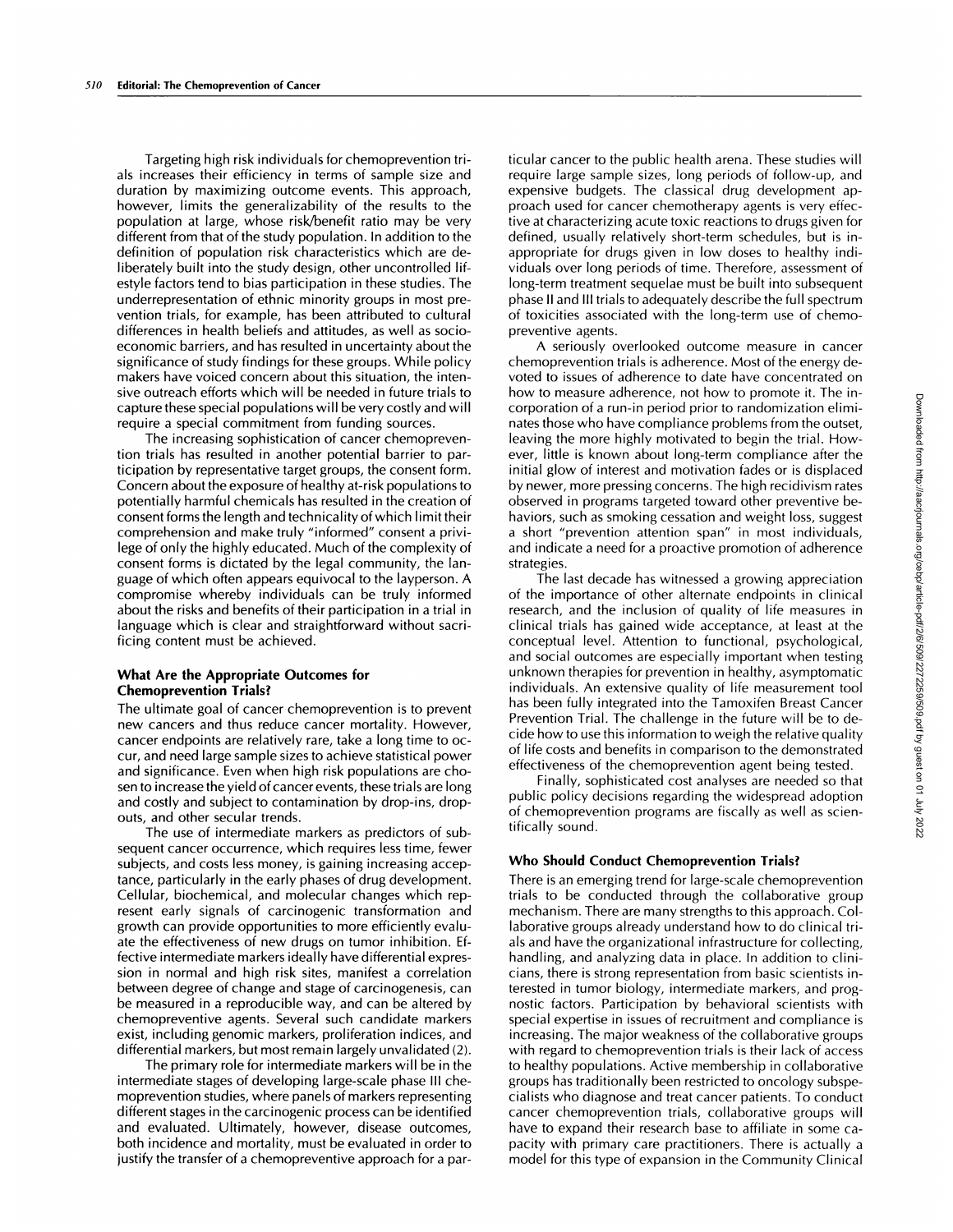Targeting high risk individuals for chemoprevention trials increases their efficiency in terms of sample size and duration by maximizing outcome events. This approach, however, limits the generalizability of the results to the population at large, whose risk/benefit ratio may be very different from that of the study population. In addition to the definition of population risk characteristics which are deliberately built into the study design, other uncontrolled lifestyle factors tend to bias participation in these studies. The underrepresentation of ethnic minority groups in most prevention trials, for example, has been attributed to cultural differences in health beliefs and attitudes, as well as socioeconomic barriers, and has resulted in uncertainty about the significance of study findings for these groups. While policy makers have voiced concern about this situation, the intensive outreach efforts which will be needed in future trials to capture these special populations will be very costly and will require a special commitment from funding sources.

The increasing sophistication of cancer chemoprevention trials has resulted in another potential barrier to participation by representative target groups, the consent form. Concern about the exposure of healthy at-risk populations to potentially harmful chemicals has resulted in the creation of consent forms the length and technicality of which limit their comprehension and make truly "informed" consent a privilege of only the highly educated. Much of the complexity of consent forms is dictated by the legal community, the language of which often appears equivocal to the layperson. A compromise whereby individuals can be truly informed about the risks and benefits of their participation in a trial in language which is clear and straightforward without sacrificing content must be achieved.

## What Are the Appropriate Outcomes for Chemoprevention Trials?

The ultimate goal of cancer chemoprevention is to prevent new cancers and thus reduce cancer mortality. However, cancer endpoints are relatively rare, take a long time to occur, and need large sample sizes to achieve statistical power and significance. Even when high risk populations are chosen to increase the yield of cancer events, these trials are long and costly and subject to contamination by drop-ins, dropouts, and other secular trends.

The use of intermediate markers as predictors of subsequent cancer occurrence, which requires less time, fewer subjects, and costs less money, is gaining increasing acceptance, particularly in the early phases of drug development. Cellular, biochemical, and molecular changes which represent early signals of carcinogenic transformation and growth can provide opportunities to more efficiently evaluate the effectiveness of new drugs on tumor inhibition. Effective intermediate markers ideally have differential expression in normal and high risk sites, manifest a correlation between degree of change and stage of carcinogenesis, can be measured in a reproducible way, and can be altered by chemopreventive agents. Several such candidate markers exist, including genomic markers, proliferation indices, and differential markers, but most remain largely unvalidated (2).

The primary role for intermediate markers will be in the intermediate stages of developing large-scale phase III chemoprevention studies, where panels of markers representing different stages in the carcinogenic process can be identified and evaluated. Ultimately, however, disease outcomes, both incidence and mortality, must be evaluated in order to justify the transfer of a chemopreventive approach for a particular cancer to the public health arena. These studies will require large sample sizes, long periods of follow-up, and expensive budgets. The classical drug development approach used for cancer chemotherapy agents is very effective at characterizing acute toxic reactions to drugs given for defined, usually relatively short-term schedules, but is inappropriate for drugs given in low doses to healthy individuals over long periods of time. Therefore, assessment of long-term treatment sequelae must be built into subsequent phase II and III trials to adequately describe the full spectrum of toxicities associated with the long-term use of chemopreventive agents.

A seriously overlooked outcome measure in cancer chemoprevention trials is adherence. Most of the energy devoted to issues of adherence to date have concentrated on how to measure adherence, not how to promote it. The incorporation of a run-in period prior to randomization eliminates those who have compliance problems from the outset, leaving the more highly motivated to begin the trial. However, little is known about long-term compliance after the initial glow of interest and motivation fades or is displaced by newer, more pressing concerns. The high recidivism rates observed in programs targeted toward other preventive behaviors, such as smoking cessation and weight loss, suggest a short "prevention attention span" in most individuals, and indicate a need for a proactive promotion of adherence strategies.

The last decade has witnessed a growing appreciation of the importance of other alternate endpoints in clinical research, and the inclusion of quality of life measures in clinical trials has gained wide acceptance, at least at the conceptual level. Attention to functional, psychological, and social outcomes are especially important when testing unknown therapies for prevention in healthy, asymptomatic individuals. An extensive quality of life measurement tool has been fully integrated into the Tamoxifen Breast Cancer Prevention Trial. The challenge in the future will be to decide how to use this information to weigh the relative quality of life costs and benefits in comparison to the demonstrated effectiveness of the chemoprevention agent being tested.

Finally, sophisticated cost analyses are needed so that public policy decisions regarding the widespread adoption of chemoprevention programs are fiscally as well as scientifically sound.

## Who Should Conduct Chemoprevention Trials?

There is an emerging trend for large-scale chemoprevention trials to be conducted through the collaborative group mechanism. There are many strengths to this approach. Collaborative groups already understand how to do clinical trials and have the organizational infrastructure for collecting, handling, and analyzing data in place. In addition to clinicians, there is strong representation from basic scientists interested in tumor biology, intermediate markers, and prognostic factors. Participation by behavioral scientists with special expertise in issues of recruitment and compliance is increasing. The major weakness of the collaborative groups with regard to chemoprevention trials is their lack of access to healthy populations. Active membership in collaborative groups has traditionally been restricted to oncology subspecialists who diagnose and treat cancer patients. To conduct cancer chemoprevention trials, collaborative groups will have to expand their research base to affiliate in some capacity with primary care practitioners. There is actually a model for this type of expansion in the Community Clinical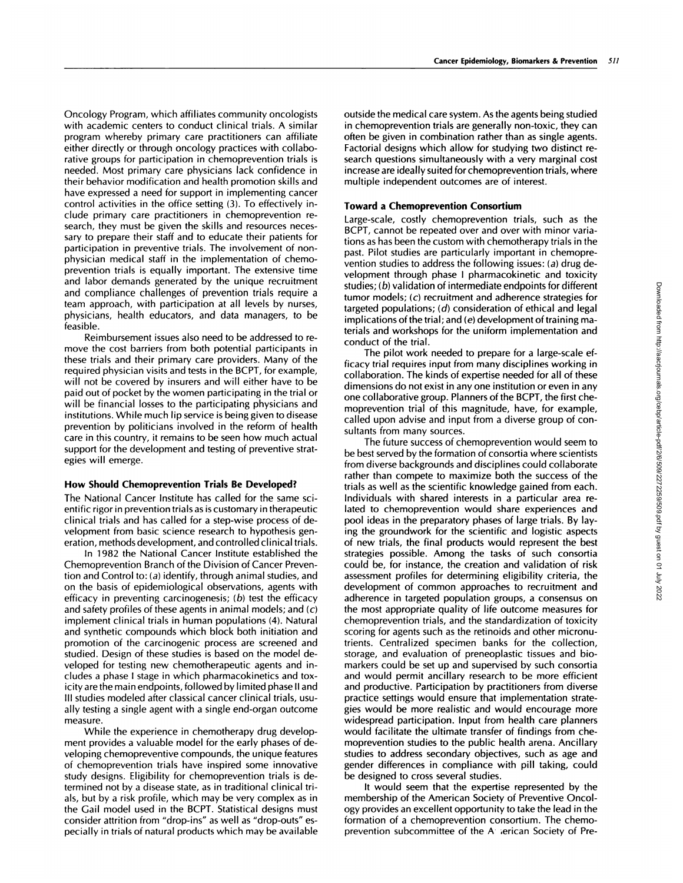Oncology Program, which affiliates community oncologists with academic centers to conduct clinical trials. A similar program whereby primary care practitioners can affiliate either directly or through oncology practices with collaborative groups for participation in chemoprevention trials is needed. Most primary care physicians lack confidence in their behavior modification and health promotion skills and have expressed a need for support in implementing cancer control activities in the office setting (3). To effectively include primary care practitioners in chemoprevention research, they must be given the skills and resources necessary to prepare their staff and to educate their patients for participation in preventive trials. The involvement of nonphysician medical staff in the implementation of chemoprevention trials is equally important. The extensive time and labor demands generated by the unique recruitment and compliance challenges of prevention trials require a team approach, with participation at all levels by nurses, physicians, health educators, and data managers, to be feasible.

Reimbursement issues also need to be addressed to remove the cost barriers from both potential participants in these trials and their primary care providers. Many of the required physician visits and tests in the BCPT, for example, will not be covered by insurers and will either have to be paid out of pocket by the women participating in the trial or will be financial losses to the participating physicians and institutions. While much lip service is being given to disease prevention by politicians involved in the reform of health care in this country, it remains to be seen how much actual support for the development and testing of preventive strategies will emerge.

## How Should Chemoprevention Trials Be Developed?

The National Cancer Institute has called for the same scientific rigor in prevention trials as is customary in therapeutic clinical trials and has called for a step-wise process of development from basic science research to hypothesis generation, methods development, and controlled clinical trials.

In 1982 the National Cancer Institute established the Chemoprevention Branch of the Division of Cancer Prevention and Control to: (*a*) identify, through animal studies, and on the basis of epidemiological observations, agents with efficacy in preventing carcinogenesis; (*b*) test the efficacy and safety profiles of these agents in animal models; and (*c*) implement clinical trials in human populations (4). Natural and synthetic compounds which block both initiation and promotion of the carcinogenic process are screened and studied. Design of these studies is based on the model developed for testing new chemotherapeutic agents and includes a phase I stage in which pharmacokinetics and toxicity are the main endpoints, followed by limited phase II and III studies modeled after classical cancer clinical trials, usually testing a single agent with a single end-organ outcome measure.

While the experience in chemotherapy drug development provides a valuable model for the early phases of developing chemopreventive compounds, the unique features of chemoprevention trials have inspired some innovative study designs. Eligibility for chemoprevention trials is determined not by a disease state, as in traditional clinical trials, but by a risk profile, which may be very complex as in the Gail model used in the BCPT. Statistical designs must consider attrition from "drop-ins" as well as "drop-outs" especially in trials of natural products which may be available outside the medical care system. As the agents being studied in chemoprevention trials are generally non-toxic, they can often be given in combination rather than as single agents. Factorial designs which allow for studying two distinct research questions simultaneously with a very marginal cost increase are ideally suited for chemoprevention trials, where multiple independent outcomes are of interest.

## Toward a Chemoprevention Consortium

Large-scale, costly chemoprevention trials, such as the BCPT, cannot be repeated over and over with minor variations as has been the custom with chemotherapy trials in the past. Pilot studies are particularly important in chemoprevention studies to address the following issues: (*a*) drug development through phase I pharmacokinetic and toxicity studies; (*b*) validation of intermediate endpoints for different tumor models; (*c*) recruitment and adherence strategies for targeted populations; (*d*) consideration of ethical and legal implications of the trial; and (*e*) development of training materials and workshops for the uniform implementation and conduct of the trial.

The pilot work needed to prepare for a large-scale efficacy trial requires input from many disciplines working in collaboration. The kinds of expertise needed for all of these dimensions do not exist in any one institution or even in any one collaborative group. Planners of the BCPT, the first chemoprevention trial of this magnitude, have, for example, called upon advise and input from a diverse group of consultants from many sources.

The future success of chemoprevention would seem to be best served by the formation of consortia where scientists from diverse backgrounds and disciplines could collaborate rather than compete to maximize both the success of the trials as well as the scientific knowledge gained from each. Individuals with shared interests in a particular area related to chemoprevention would share experiences and pool ideas in the preparatory phases of large trials. By laying the groundwork for the scientific and logistic aspects of new trials, the final products would represent the best strategies possible. Among the tasks of such consortia could be, for instance, the creation and validation of risk assessment profiles for determining eligibility criteria, the development of common approaches to recruitment and adherence in targeted population groups, a consensus on the most appropriate quality of life outcome measures for chemoprevention trials, and the standardization of toxicity scoring for agents such as the retinoids and other micronutrients. Centralized specimen banks for the collection, storage, and evaluation of preneoplastic tissues and biomarkers could be set up and supervised by such consortia and would permit ancillary research to be more efficient and productive. Participation by practitioners from diverse practice settings would ensure that implementation strategies would be more realistic and would encourage more widespread participation. Input from health care planners would facilitate the ultimate transfer of findings from chemoprevention studies to the public health arena. Ancillary studies to address secondary objectives, such as age and gender differences in compliance with pill taking, could be designed to cross several studies.

It would seem that the expertise represented by the membership of the American Society of Preventive Oncology provides an excellent opportunity to take the lead in the formation of a chemoprevention consortium. The chemoprevention subcommittee of the American Society of Pre-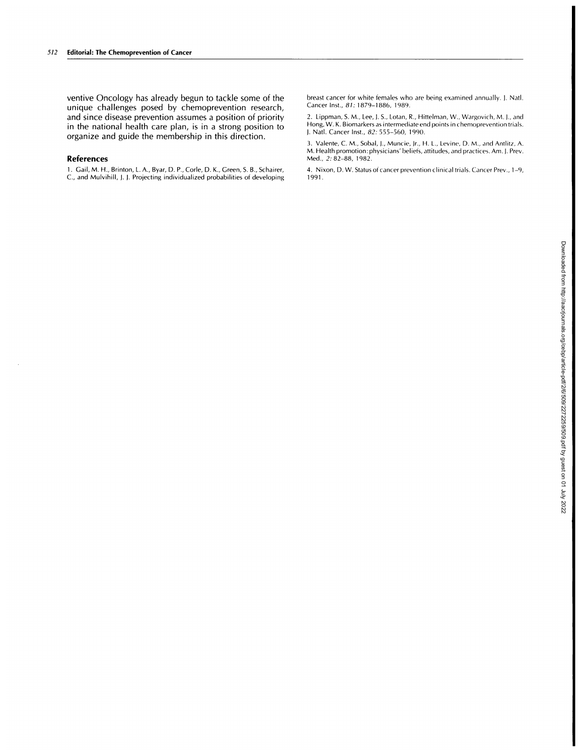ventive Oncology has already begun to tackle some of the unique challenges posed by chemoprevention research, and since disease prevention assumes a position of priority in the national health care plan, is in a strong position to organize and guide the membership in this direction.

## References

1. Gail, M. H., Brinton, L. A., Byar, D. P., Corle, D. K., Green, S. B., Schairer, C., and Mulvihill, J. J. Projecting individualized probabilities of developing breast cancer for white females who are being examined annually. J. Natl. Cancer Inst., *81:* 1879–1886, 1989.

2. Lippman, S. M., Lee, J. S., Lotan, R., Hittelman, W., Wargovich, M. J., and Hong, W. K. Biomarkers as intermediate end points in chemoprevention trials. J. Natl. Cancer Inst., *82:* 555–560, 1990.

3. Valente, C. M., Sobal, J., Muncie, Jr., H. L., Levine, D. M., and Antlitz, A. M. Health promotion: physicians' beliefs, attitudes, and practices. Am. J. Prev. Med., *2:* 82–88, 1982.

4. Nixon, D. W. Status of cancer prevention clinical trials. Cancer Prev., 1–9, 1991.